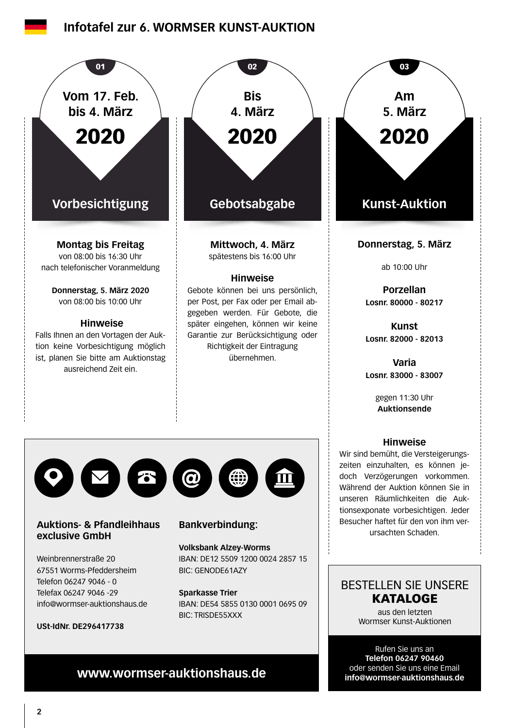# Infotafel zur 6. WORMSER KUNST-AUKTION

## 01 — Vorbesichtigung

**Vom 17. Feb. bis 4. März 2020**

**Montag bis Freitag**
von 08:00 bis 16:30 Uhr
nach telefonischer Voranmeldung

**Donnerstag, 5. März 2020**
von 08:00 bis 10:00 Uhr

**Hinweise**
Falls Ihnen an den Vortagen der Auktion keine Vorbesichtigung möglich ist, planen Sie bitte am Auktionstag ausreichend Zeit ein.

## 02 — Gebotsabgabe

**Bis 4. März 2020**

**Mittwoch, 4. März**
spätestens bis 16:00 Uhr

**Hinweise**
Gebote können bei uns persönlich, per Post, per Fax oder per Email abgegeben werden. Für Gebote, die später eingehen, können wir keine Garantie zur Berücksichtigung oder Richtigkeit der Eintragung übernehmen.

## 03 — Kunst-Auktion

**Am 5. März 2020**

**Donnerstag, 5. März**

ab 10:00 Uhr

**Porzellan**
**Losnr. 80000 - 80217**

**Kunst**
**Losnr. 82000 - 82013**

**Varia**
**Losnr. 83000 - 83007**

gegen 11:30 Uhr
**Auktionsende**

**Hinweise**
Wir sind bemüht, die Versteigerungszeiten einzuhalten, es können jedoch Verzögerungen vorkommen. Während der Auktion können Sie in unseren Räumlichkeiten die Auktionsexponate vorbesichtigen. Jeder Besucher haftet für den von ihm verursachten Schaden.

---

**Auktions- & Pfandleihhaus exclusive GmbH**

Weinbrennerstraße 20
67551 Worms-Pfeddersheim
Telefon 06247 9046 - 0
Telefax 06247 9046 -29
info@wormser-auktionshaus.de

**USt-IdNr. DE296417738**

**Bankverbindung:**

**Volksbank Alzey-Worms**
IBAN: DE12 5509 1200 0024 2857 15
BIC: GENODE61AZY

**Sparkasse Trier**
IBAN: DE54 5855 0130 0001 0695 09
BIC: TRISDE55XXX

**www.wormser-auktionshaus.de**

---

BESTELLEN SIE UNSERE **KATALOGE**
aus den letzten Wormser Kunst-Auktionen

Rufen Sie uns an
**Telefon 06247 90460**
oder senden Sie uns eine Email
**info@wormser-auktionshaus.de**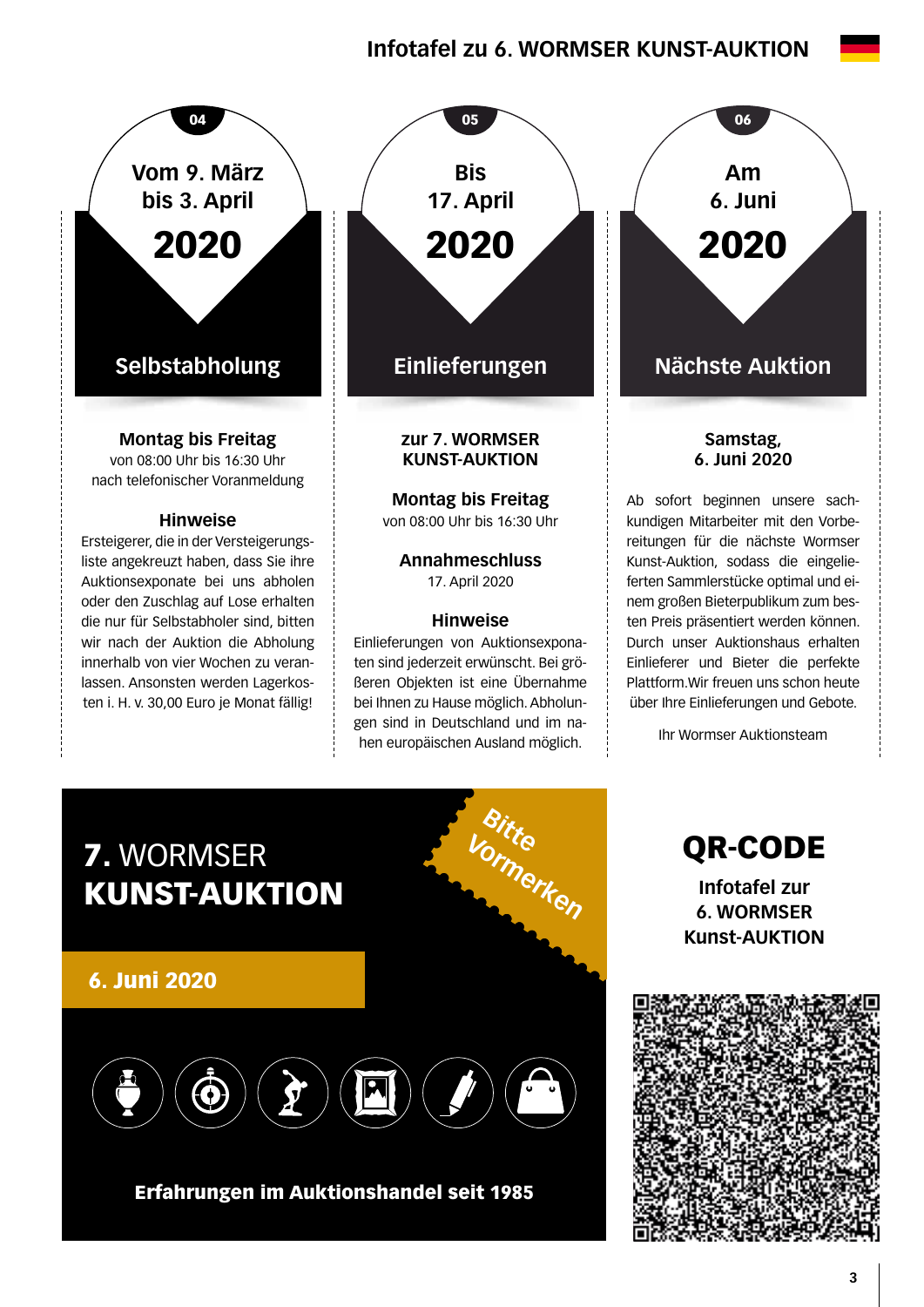# Infotafel zu 6. WORMSER KUNST-AUKTION

## 04

**Vom 9. März bis 3. April**

**2020**

### Selbstabholung

**Montag bis Freitag**
von 08:00 Uhr bis 16:30 Uhr
nach telefonischer Voranmeldung

**Hinweise**

Ersteigerer, die in der Versteigerungsliste angekreuzt haben, dass Sie ihre Auktionsexponate bei uns abholen oder den Zuschlag auf Lose erhalten die nur für Selbstabholer sind, bitten wir nach der Auktion die Abholung innerhalb von vier Wochen zu veranlassen. Ansonsten werden Lagerkosten i. H. v. 30,00 Euro je Monat fällig!

## 05

**Bis 17. April**

**2020**

### Einlieferungen

**zur 7. WORMSER KUNST-AUKTION**

**Montag bis Freitag**
von 08:00 Uhr bis 16:30 Uhr

**Annahmeschluss**
17. April 2020

**Hinweise**

Einlieferungen von Auktionsexponaten sind jederzeit erwünscht. Bei größeren Objekten ist eine Übernahme bei Ihnen zu Hause möglich. Abholungen sind in Deutschland und im nahen europäischen Ausland möglich.

## 06

**Am 6. Juni**

**2020**

### Nächste Auktion

**Samstag, 6. Juni 2020**

Ab sofort beginnen unsere sachkundigen Mitarbeiter mit den Vorbereitungen für die nächste Wormser Kunst-Auktion, sodass die eingelieferten Sammlerstücke optimal und einem großen Bieterpublikum zum besten Preis präsentiert werden können. Durch unser Auktionshaus erhalten Einlieferer und Bieter die perfekte Plattform.Wir freuen uns schon heute über Ihre Einlieferungen und Gebote.

Ihr Wormser Auktionsteam

**7.** WORMSER **KUNST-AUKTION**

Bitte Vormerken

**6. Juni 2020**

**Erfahrungen im Auktionshandel seit 1985**

## QR-CODE

**Infotafel zur 6. WORMSER Kunst-AUKTION**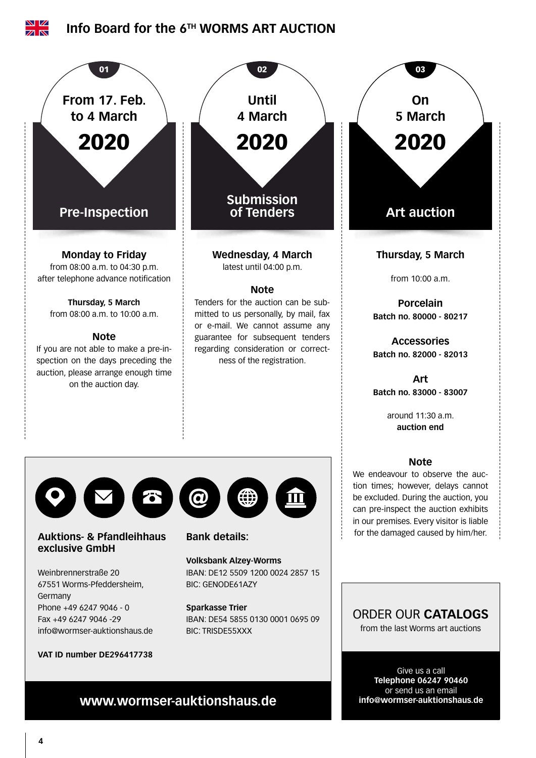# Info Board for the 6TH WORMS ART AUCTION

## 01 — From 17. Feb. to 4 March 2020

### Pre-Inspection

**Monday to Friday**
from 08:00 a.m. to 04:30 p.m.
after telephone advance notification

**Thursday, 5 March**
from 08:00 a.m. to 10:00 a.m.

**Note**
If you are not able to make a pre-inspection on the days preceding the auction, please arrange enough time on the auction day.

## 02 — Until 4 March 2020

### Submission of Tenders

**Wednesday, 4 March**
latest until 04:00 p.m.

**Note**
Tenders for the auction can be submitted to us personally, by mail, fax or e-mail. We cannot assume any guarantee for subsequent tenders regarding consideration or correctness of the registration.

## 03 — On 5 March 2020

### Art auction

**Thursday, 5 March**

from 10:00 a.m.

**Porcelain**
**Batch no. 80000 - 80217**

**Accessories**
**Batch no. 82000 - 82013**

**Art**
**Batch no. 83000 - 83007**

around 11:30 a.m.
**auction end**

**Note**
We endeavour to observe the auction times; however, delays cannot be excluded. During the auction, you can pre-inspect the auction exhibits in our premises. Every visitor is liable for the damaged caused by him/her.

---

**Auktions- & Pfandleihhaus exclusive GmbH**

Weinbrennerstraße 20
67551 Worms-Pfeddersheim,
Germany
Phone +49 6247 9046 - 0
Fax +49 6247 9046 -29
info@wormser-auktionshaus.de

**VAT ID number DE296417738**

**Bank details:**

**Volksbank Alzey-Worms**
IBAN: DE12 5509 1200 0024 2857 15
BIC: GENODE61AZY

**Sparkasse Trier**
IBAN: DE54 5855 0130 0001 0695 09
BIC: TRISDE55XXX

**www.wormser-auktionshaus.de**

---

ORDER OUR **CATALOGS**
from the last Worms art auctions

Give us a call
**Telephone 06247 90460**
or send us an email
**info@wormser-auktionshaus.de**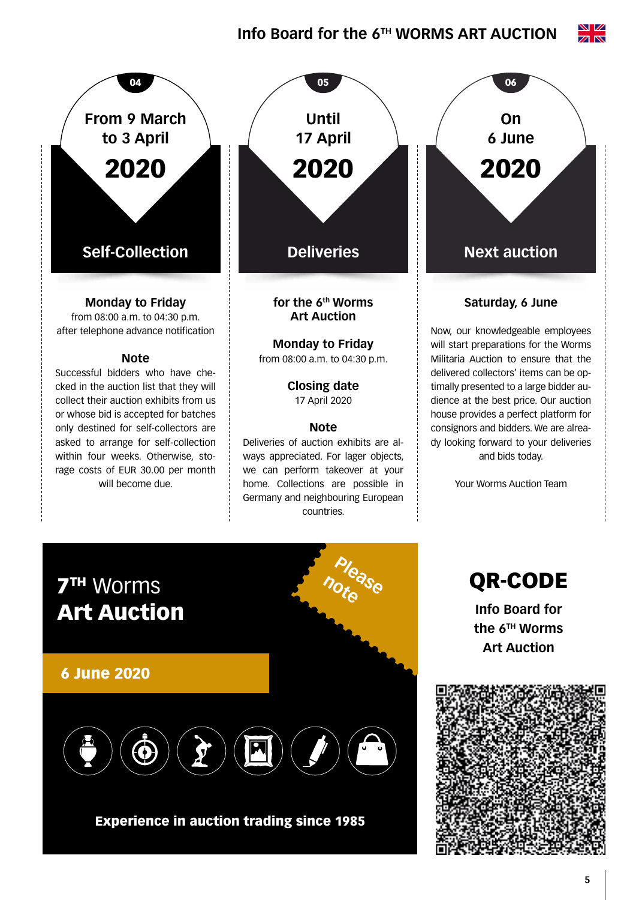# Info Board for the 6TH WORMS ART AUCTION

## 04

**From 9 March to 3 April 2020**

### Self-Collection

**Monday to Friday**
from 08:00 a.m. to 04:30 p.m.
after telephone advance notification

**Note**
Successful bidders who have checked in the auction list that they will collect their auction exhibits from us or whose bid is accepted for batches only destined for self-collectors are asked to arrange for self-collection within four weeks. Otherwise, storage costs of EUR 30.00 per month will become due.

## 05

**Until 17 April 2020**

### Deliveries

**for the 6th Worms Art Auction**

**Monday to Friday**
from 08:00 a.m. to 04:30 p.m.

**Closing date**
17 April 2020

**Note**
Deliveries of auction exhibits are always appreciated. For lager objects, we can perform takeover at your home. Collections are possible in Germany and neighbouring European countries.

## 06

**On 6 June 2020**

### Next auction

**Saturday, 6 June**

Now, our knowledgeable employees will start preparations for the Worms Militaria Auction to ensure that the delivered collectors' items can be optimally presented to a large bidder audience at the best price. Our auction house provides a perfect platform for consignors and bidders. We are already looking forward to your deliveries and bids today.

Your Worms Auction Team

## 7TH Worms Art Auction

Please note

**6 June 2020**

**Experience in auction trading since 1985**

## QR-CODE

**Info Board for the 6TH Worms Art Auction**